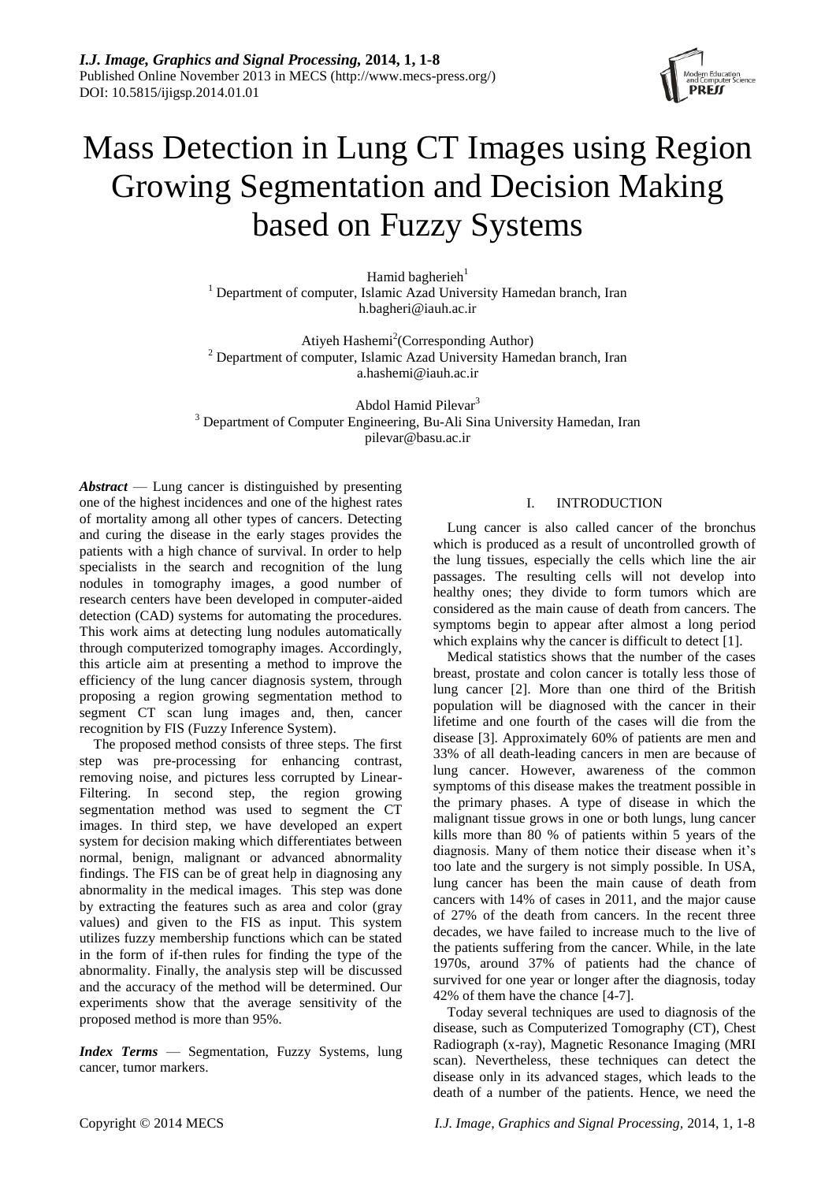# Mass Detection in Lung CT Images using Region Growing Segmentation and Decision Making based on Fuzzy Systems

Hamid bagherieh[1]
[1] Department of computer, Islamic Azad University Hamedan branch, Iran
h.bagheri@iauh.ac.ir

Atiyeh Hashemi[2](Corresponding Author)
[2] Department of computer, Islamic Azad University Hamedan branch, Iran
a.hashemi@iauh.ac.ir

Abdol Hamid Pilevar[3]
[3] Department of Computer Engineering, Bu-Ali Sina University Hamedan, Iran
pilevar@basu.ac.ir

***Abstract*** — Lung cancer is distinguished by presenting one of the highest incidences and one of the highest rates of mortality among all other types of cancers. Detecting and curing the disease in the early stages provides the patients with a high chance of survival. In order to help specialists in the search and recognition of the lung nodules in tomography images, a good number of research centers have been developed in computer-aided detection (CAD) systems for automating the procedures. This work aims at detecting lung nodules automatically through computerized tomography images. Accordingly, this article aim at presenting a method to improve the efficiency of the lung cancer diagnosis system, through proposing a region growing segmentation method to segment CT scan lung images and, then, cancer recognition by FIS (Fuzzy Inference System).

The proposed method consists of three steps. The first step was pre-processing for enhancing contrast, removing noise, and pictures less corrupted by Linear-Filtering. In second step, the region growing segmentation method was used to segment the CT images. In third step, we have developed an expert system for decision making which differentiates between normal, benign, malignant or advanced abnormality findings. The FIS can be of great help in diagnosing any abnormality in the medical images. This step was done by extracting the features such as area and color (gray values) and given to the FIS as input. This system utilizes fuzzy membership functions which can be stated in the form of if-then rules for finding the type of the abnormality. Finally, the analysis step will be discussed and the accuracy of the method will be determined. Our experiments show that the average sensitivity of the proposed method is more than 95%.

***Index Terms*** — Segmentation, Fuzzy Systems, lung cancer, tumor markers.

## I. INTRODUCTION

Lung cancer is also called cancer of the bronchus which is produced as a result of uncontrolled growth of the lung tissues, especially the cells which line the air passages. The resulting cells will not develop into healthy ones; they divide to form tumors which are considered as the main cause of death from cancers. The symptoms begin to appear after almost a long period which explains why the cancer is difficult to detect [1].

Medical statistics shows that the number of the cases breast, prostate and colon cancer is totally less those of lung cancer [2]. More than one third of the British population will be diagnosed with the cancer in their lifetime and one fourth of the cases will die from the disease [3]. Approximately 60% of patients are men and 33% of all death-leading cancers in men are because of lung cancer. However, awareness of the common symptoms of this disease makes the treatment possible in the primary phases. A type of disease in which the malignant tissue grows in one or both lungs, lung cancer kills more than 80 % of patients within 5 years of the diagnosis. Many of them notice their disease when it's too late and the surgery is not simply possible. In USA, lung cancer has been the main cause of death from cancers with 14% of cases in 2011, and the major cause of 27% of the death from cancers. In the recent three decades, we have failed to increase much to the live of the patients suffering from the cancer. While, in the late 1970s, around 37% of patients had the chance of survived for one year or longer after the diagnosis, today 42% of them have the chance [4-7].

Today several techniques are used to diagnosis of the disease, such as Computerized Tomography (CT), Chest Radiograph (x-ray), Magnetic Resonance Imaging (MRI scan). Nevertheless, these techniques can detect the disease only in its advanced stages, which leads to the death of a number of the patients. Hence, we need the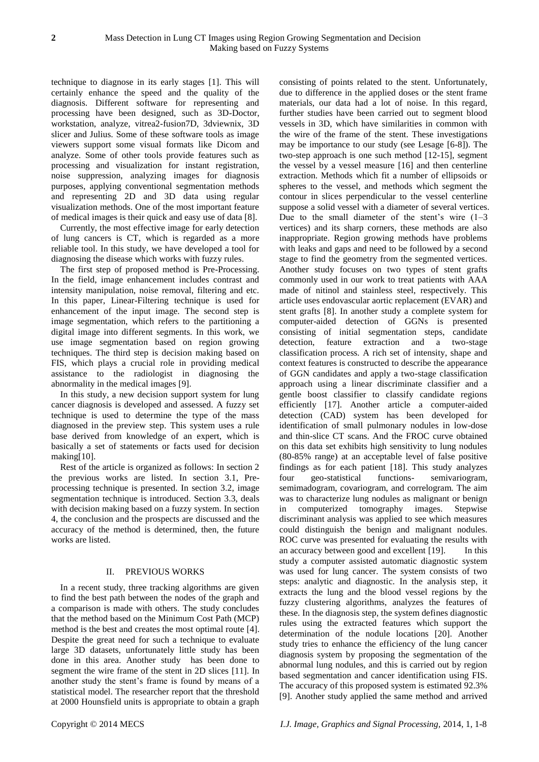technique to diagnose in its early stages [1]. This will certainly enhance the speed and the quality of the diagnosis. Different software for representing and processing have been designed, such as 3D-Doctor, workstation, analyze, vitrea2-fusion7D, 3dviewnix, 3D slicer and Julius. Some of these software tools as image viewers support some visual formats like Dicom and analyze. Some of other tools provide features such as processing and visualization for instant registration, noise suppression, analyzing images for diagnosis purposes, applying conventional segmentation methods and representing 2D and 3D data using regular visualization methods. One of the most important feature of medical images is their quick and easy use of data [8].

Currently, the most effective image for early detection of lung cancers is CT, which is regarded as a more reliable tool. In this study, we have developed a tool for diagnosing the disease which works with fuzzy rules.

The first step of proposed method is Pre-Processing. In the field, image enhancement includes contrast and intensity manipulation, noise removal, filtering and etc. In this paper, Linear-Filtering technique is used for enhancement of the input image. The second step is image segmentation, which refers to the partitioning a digital image into different segments. In this work, we use image segmentation based on region growing techniques. The third step is decision making based on FIS, which plays a crucial role in providing medical assistance to the radiologist in diagnosing the abnormality in the medical images [9].

In this study, a new decision support system for lung cancer diagnosis is developed and assessed. A fuzzy set technique is used to determine the type of the mass diagnosed in the preview step. This system uses a rule base derived from knowledge of an expert, which is basically a set of statements or facts used for decision making[10].

Rest of the article is organized as follows: In section 2 the previous works are listed. In section 3.1, Pre-processing technique is presented. In section 3.2, image segmentation technique is introduced. Section 3.3, deals with decision making based on a fuzzy system. In section 4, the conclusion and the prospects are discussed and the accuracy of the method is determined, then, the future works are listed.

## II. PREVIOUS WORKS

In a recent study, three tracking algorithms are given to find the best path between the nodes of the graph and a comparison is made with others. The study concludes that the method based on the Minimum Cost Path (MCP) method is the best and creates the most optimal route [4]. Despite the great need for such a technique to evaluate large 3D datasets, unfortunately little study has been done in this area. Another study has been done to segment the wire frame of the stent in 2D slices [11]. In another study the stent's frame is found by means of a statistical model. The researcher report that the threshold at 2000 Hounsfield units is appropriate to obtain a graph consisting of points related to the stent. Unfortunately, due to difference in the applied doses or the stent frame materials, our data had a lot of noise. In this regard, further studies have been carried out to segment blood vessels in 3D, which have similarities in common with the wire of the frame of the stent. These investigations may be importance to our study (see Lesage [6-8]). The two-step approach is one such method [12-15], segment the vessel by a vessel measure [16] and then centerline extraction. Methods which fit a number of ellipsoids or spheres to the vessel, and methods which segment the contour in slices perpendicular to the vessel centerline suppose a solid vessel with a diameter of several vertices. Due to the small diameter of the stent's wire (1–3 vertices) and its sharp corners, these methods are also inappropriate. Region growing methods have problems with leaks and gaps and need to be followed by a second stage to find the geometry from the segmented vertices. Another study focuses on two types of stent grafts commonly used in our work to treat patients with AAA made of nitinol and stainless steel, respectively. This article uses endovascular aortic replacement (EVAR) and stent grafts [8]. In another study a complete system for computer-aided detection of GGNs is presented consisting of initial segmentation steps, candidate detection, feature extraction and a two-stage classification process. A rich set of intensity, shape and context features is constructed to describe the appearance of GGN candidates and apply a two-stage classification approach using a linear discriminate classifier and a gentle boost classifier to classify candidate regions efficiently [17]. Another article a computer-aided detection (CAD) system has been developed for identification of small pulmonary nodules in low-dose and thin-slice CT scans. And the FROC curve obtained on this data set exhibits high sensitivity to lung nodules (80-85% range) at an acceptable level of false positive findings as for each patient [18]. This study analyzes four geo-statistical functions- semivariogram, semimadogram, covariogram, and correlogram. The aim was to characterize lung nodules as malignant or benign in computerized tomography images. Stepwise discriminant analysis was applied to see which measures could distinguish the benign and malignant nodules. ROC curve was presented for evaluating the results with an accuracy between good and excellent [19]. In this study a computer assisted automatic diagnostic system was used for lung cancer. The system consists of two steps: analytic and diagnostic. In the analysis step, it extracts the lung and the blood vessel regions by the fuzzy clustering algorithms, analyzes the features of these. In the diagnosis step, the system defines diagnostic rules using the extracted features which support the determination of the nodule locations [20]. Another study tries to enhance the efficiency of the lung cancer diagnosis system by proposing the segmentation of the abnormal lung nodules, and this is carried out by region based segmentation and cancer identification using FIS. The accuracy of this proposed system is estimated 92.3% [9]. Another study applied the same method and arrived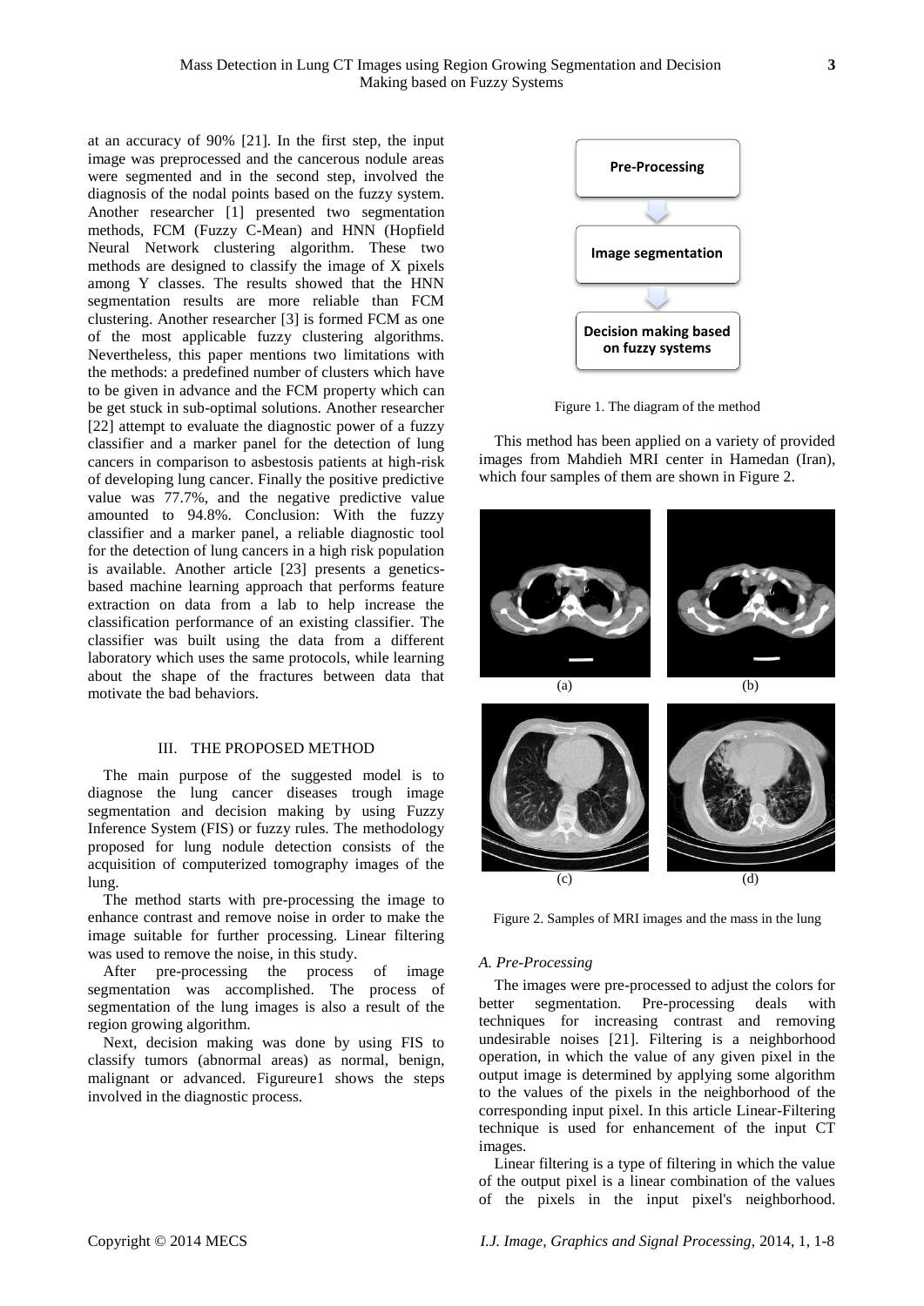at an accuracy of 90% [21]. In the first step, the input image was preprocessed and the cancerous nodule areas were segmented and in the second step, involved the diagnosis of the nodal points based on the fuzzy system. Another researcher [1] presented two segmentation methods, FCM (Fuzzy C-Mean) and HNN (Hopfield Neural Network clustering algorithm. These two methods are designed to classify the image of X pixels among Y classes. The results showed that the HNN segmentation results are more reliable than FCM clustering. Another researcher [3] is formed FCM as one of the most applicable fuzzy clustering algorithms. Nevertheless, this paper mentions two limitations with the methods: a predefined number of clusters which have to be given in advance and the FCM property which can be get stuck in sub-optimal solutions. Another researcher [22] attempt to evaluate the diagnostic power of a fuzzy classifier and a marker panel for the detection of lung cancers in comparison to asbestosis patients at high-risk of developing lung cancer. Finally the positive predictive value was 77.7%, and the negative predictive value amounted to 94.8%. Conclusion: With the fuzzy classifier and a marker panel, a reliable diagnostic tool for the detection of lung cancers in a high risk population is available. Another article [23] presents a genetics-based machine learning approach that performs feature extraction on data from a lab to help increase the classification performance of an existing classifier. The classifier was built using the data from a different laboratory which uses the same protocols, while learning about the shape of the fractures between data that motivate the bad behaviors.

## III. THE PROPOSED METHOD

The main purpose of the suggested model is to diagnose the lung cancer diseases trough image segmentation and decision making by using Fuzzy Inference System (FIS) or fuzzy rules. The methodology proposed for lung nodule detection consists of the acquisition of computerized tomography images of the lung.

The method starts with pre-processing the image to enhance contrast and remove noise in order to make the image suitable for further processing. Linear filtering was used to remove the noise, in this study.

After pre-processing the process of image segmentation was accomplished. The process of segmentation of the lung images is also a result of the region growing algorithm.

Next, decision making was done by using FIS to classify tumors (abnormal areas) as normal, benign, malignant or advanced. Figureure1 shows the steps involved in the diagnostic process.

Pre-Processing → Image segmentation → Decision making based on fuzzy systems

Figure 1. The diagram of the method

This method has been applied on a variety of provided images from Mahdieh MRI center in Hamedan (Iran), which four samples of them are shown in Figure 2.

(a) (b) (c) (d)

Figure 2. Samples of MRI images and the mass in the lung

### A. Pre-Processing

The images were pre-processed to adjust the colors for better segmentation. Pre-processing deals with techniques for increasing contrast and removing undesirable noises [21]. Filtering is a neighborhood operation, in which the value of any given pixel in the output image is determined by applying some algorithm to the values of the pixels in the neighborhood of the corresponding input pixel. In this article Linear-Filtering technique is used for enhancement of the input CT images.

Linear filtering is a type of filtering in which the value of the output pixel is a linear combination of the values of the pixels in the input pixel's neighborhood.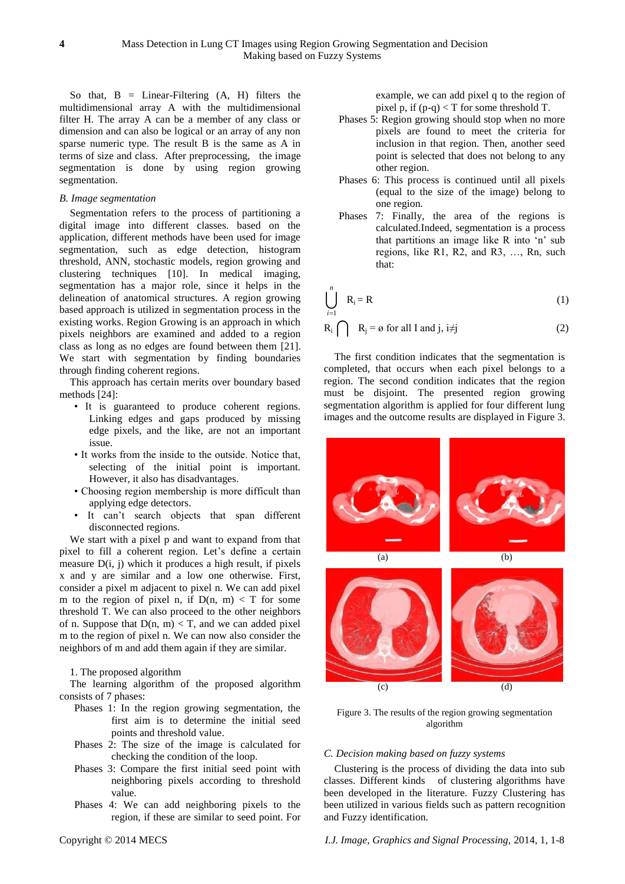So that, B = Linear-Filtering (A, H) filters the multidimensional array A with the multidimensional filter H. The array A can be a member of any class or dimension and can also be logical or an array of any non sparse numeric type. The result B is the same as A in terms of size and class. After preprocessing, the image segmentation is done by using region growing segmentation.

### B. Image segmentation

Segmentation refers to the process of partitioning a digital image into different classes. based on the application, different methods have been used for image segmentation, such as edge detection, histogram threshold, ANN, stochastic models, region growing and clustering techniques [10]. In medical imaging, segmentation has a major role, since it helps in the delineation of anatomical structures. A region growing based approach is utilized in segmentation process in the existing works. Region Growing is an approach in which pixels neighbors are examined and added to a region class as long as no edges are found between them [21]. We start with segmentation by finding boundaries through finding coherent regions.

This approach has certain merits over boundary based methods [24]:

- It is guaranteed to produce coherent regions. Linking edges and gaps produced by missing edge pixels, and the like, are not an important issue.
- It works from the inside to the outside. Notice that, selecting of the initial point is important. However, it also has disadvantages.
- Choosing region membership is more difficult than applying edge detectors.
- It can't search objects that span different disconnected regions.

We start with a pixel p and want to expand from that pixel to fill a coherent region. Let's define a certain measure D(i, j) which it produces a high result, if pixels x and y are similar and a low one otherwise. First, consider a pixel m adjacent to pixel n. We can add pixel m to the region of pixel n, if D(n, m) < T for some threshold T. We can also proceed to the other neighbors of n. Suppose that D(n, m) < T, and we can added pixel m to the region of pixel n. We can now also consider the neighbors of m and add them again if they are similar.

1. The proposed algorithm

The learning algorithm of the proposed algorithm consists of 7 phases:

Phases 1: In the region growing segmentation, the first aim is to determine the initial seed points and threshold value.

Phases 2: The size of the image is calculated for checking the condition of the loop.

Phases 3: Compare the first initial seed point with neighboring pixels according to threshold value.

Phases 4: We can add neighboring pixels to the region, if these are similar to seed point. For example, we can add pixel q to the region of pixel p, if (p-q) < T for some threshold T.

Phases 5: Region growing should stop when no more pixels are found to meet the criteria for inclusion in that region. Then, another seed point is selected that does not belong to any other region.

Phases 6: This process is continued until all pixels (equal to the size of the image) belong to one region.

Phases 7: Finally, the area of the regions is calculated.Indeed, segmentation is a process that partitions an image like R into 'n' sub regions, like R1, R2, and R3, …, Rn, such that:

$$\bigcup_{i=1}^{n} R_i = R \tag{1}$$

$$R_i \bigcap R_j = \emptyset \text{ for all I and j, } i \neq j \tag{2}$$

The first condition indicates that the segmentation is completed, that occurs when each pixel belongs to a region. The second condition indicates that the region must be disjoint. The presented region growing segmentation algorithm is applied for four different lung images and the outcome results are displayed in Figure 3.

(a) (b) (c) (d)

Figure 3. The results of the region growing segmentation algorithm

### C. Decision making based on fuzzy systems

Clustering is the process of dividing the data into sub classes. Different kinds of clustering algorithms have been developed in the literature. Fuzzy Clustering has been utilized in various fields such as pattern recognition and Fuzzy identification.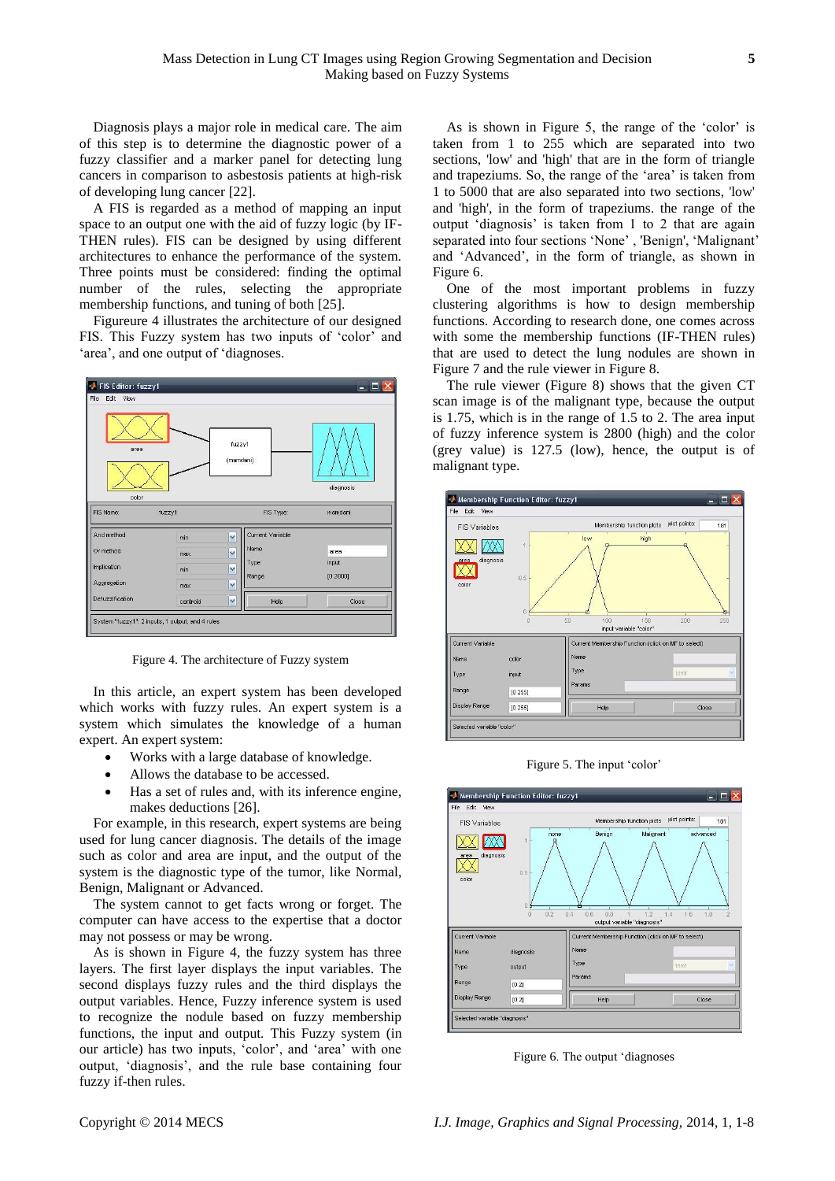Diagnosis plays a major role in medical care. The aim of this step is to determine the diagnostic power of a fuzzy classifier and a marker panel for detecting lung cancers in comparison to asbestosis patients at high-risk of developing lung cancer [22].

A FIS is regarded as a method of mapping an input space to an output one with the aid of fuzzy logic (by IF-THEN rules). FIS can be designed by using different architectures to enhance the performance of the system. Three points must be considered: finding the optimal number of the rules, selecting the appropriate membership functions, and tuning of both [25].

Figureure 4 illustrates the architecture of our designed FIS. This Fuzzy system has two inputs of 'color' and 'area', and one output of 'diagnoses.

Figure 4. The architecture of Fuzzy system

In this article, an expert system has been developed which works with fuzzy rules. An expert system is a system which simulates the knowledge of a human expert. An expert system:

- Works with a large database of knowledge.
- Allows the database to be accessed.
- Has a set of rules and, with its inference engine, makes deductions [26].

For example, in this research, expert systems are being used for lung cancer diagnosis. The details of the image such as color and area are input, and the output of the system is the diagnostic type of the tumor, like Normal, Benign, Malignant or Advanced.

The system cannot to get facts wrong or forget. The computer can have access to the expertise that a doctor may not possess or may be wrong.

As is shown in Figure 4, the fuzzy system has three layers. The first layer displays the input variables. The second displays fuzzy rules and the third displays the output variables. Hence, Fuzzy inference system is used to recognize the nodule based on fuzzy membership functions, the input and output. This Fuzzy system (in our article) has two inputs, 'color', and 'area' with one output, 'diagnosis', and the rule base containing four fuzzy if-then rules.

As is shown in Figure 5, the range of the 'color' is taken from 1 to 255 which are separated into two sections, 'low' and 'high' that are in the form of triangle and trapeziums. So, the range of the 'area' is taken from 1 to 5000 that are also separated into two sections, 'low' and 'high', in the form of trapeziums. the range of the output 'diagnosis' is taken from 1 to 2 that are again separated into four sections 'None' , 'Benign', 'Malignant' and 'Advanced', in the form of triangle, as shown in Figure 6.

One of the most important problems in fuzzy clustering algorithms is how to design membership functions. According to research done, one comes across with some the membership functions (IF-THEN rules) that are used to detect the lung nodules are shown in Figure 7 and the rule viewer in Figure 8.

The rule viewer (Figure 8) shows that the given CT scan image is of the malignant type, because the output is 1.75, which is in the range of 1.5 to 2. The area input of fuzzy inference system is 2800 (high) and the color (grey value) is 127.5 (low), hence, the output is of malignant type.

Figure 5. The input 'color'

Figure 6. The output 'diagnoses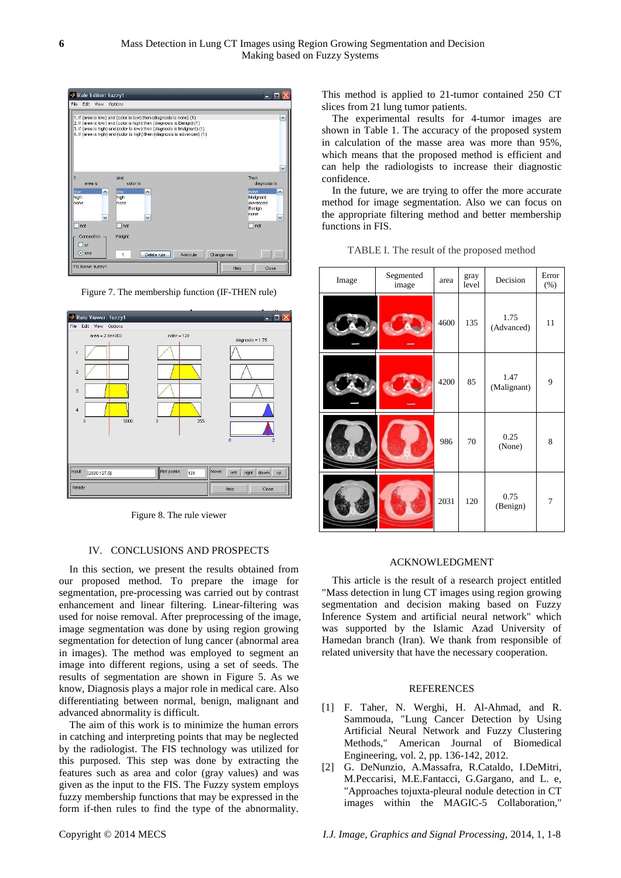Figure 7. The membership function (IF-THEN rule)

Figure 8. The rule viewer

## IV. CONCLUSIONS AND PROSPECTS

In this section, we present the results obtained from our proposed method. To prepare the image for segmentation, pre-processing was carried out by contrast enhancement and linear filtering. Linear-filtering was used for noise removal. After preprocessing of the image, image segmentation was done by using region growing segmentation for detection of lung cancer (abnormal area in images). The method was employed to segment an image into different regions, using a set of seeds. The results of segmentation are shown in Figure 5. As we know, Diagnosis plays a major role in medical care. Also differentiating between normal, benign, malignant and advanced abnormality is difficult.

The aim of this work is to minimize the human errors in catching and interpreting points that may be neglected by the radiologist. The FIS technology was utilized for this purposed. This step was done by extracting the features such as area and color (gray values) and was given as the input to the FIS. The Fuzzy system employs fuzzy membership functions that may be expressed in the form if-then rules to find the type of the abnormality.

This method is applied to 21-tumor contained 250 CT slices from 21 lung tumor patients.

The experimental results for 4-tumor images are shown in Table 1. The accuracy of the proposed system in calculation of the masse area was more than 95%, which means that the proposed method is efficient and can help the radiologists to increase their diagnostic confidence.

In the future, we are trying to offer the more accurate method for image segmentation. Also we can focus on the appropriate filtering method and better membership functions in FIS.

TABLE I. The result of the proposed method

| Image | Segmented image | area | gray level | Decision | Error (%) |
|---|---|---|---|---|---|
| | | 4600 | 135 | 1.75 (Advanced) | 11 |
| | | 4200 | 85 | 1.47 (Malignant) | 9 |
| | | 986 | 70 | 0.25 (None) | 8 |
| | | 2031 | 120 | 0.75 (Benign) | 7 |

## ACKNOWLEDGMENT

This article is the result of a research project entitled "Mass detection in lung CT images using region growing segmentation and decision making based on Fuzzy Inference System and artificial neural network" which was supported by the Islamic Azad University of Hamedan branch (Iran). We thank from responsible of related university that have the necessary cooperation.

## REFERENCES

[1] F. Taher, N. Werghi, H. Al-Ahmad, and R. Sammouda, "Lung Cancer Detection by Using Artificial Neural Network and Fuzzy Clustering Methods," American Journal of Biomedical Engineering, vol. 2, pp. 136-142, 2012.

[2] G. DeNunzio, A.Massafra, R.Cataldo, I.DeMitri, M.Peccarisi, M.E.Fantacci, G.Gargano, and L. e, "Approaches tojuxta-pleural nodule detection in CT images within the MAGIC-5 Collaboration,"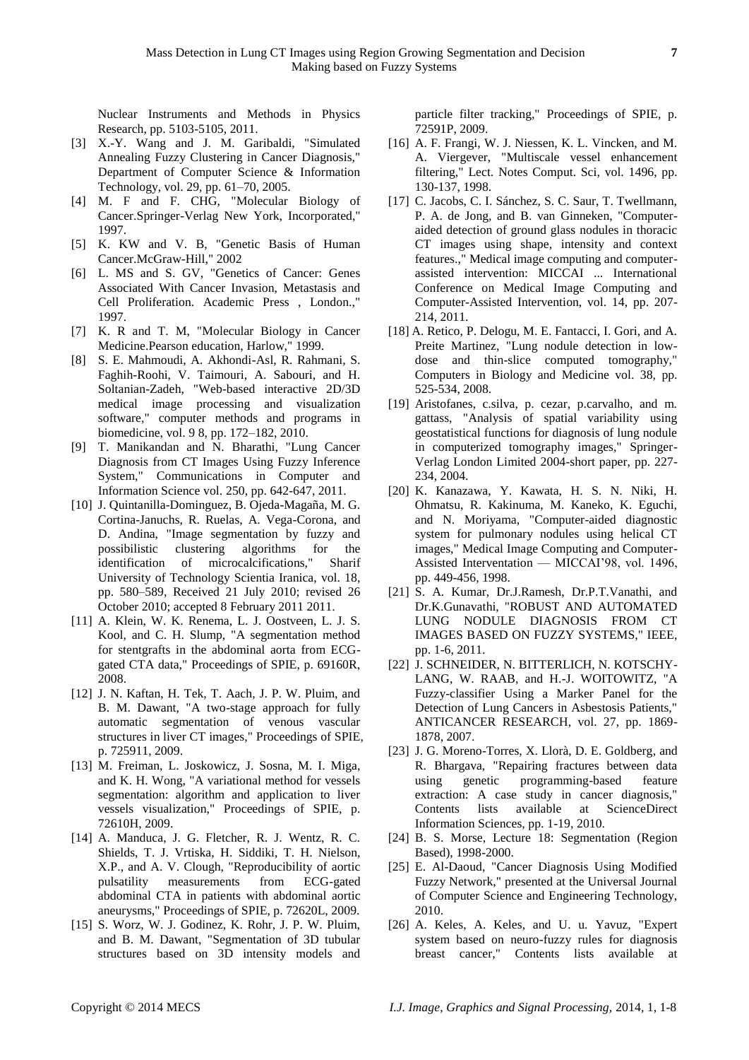Nuclear Instruments and Methods in Physics Research, pp. 5103-5105, 2011.

[3] X.-Y. Wang and J. M. Garibaldi, "Simulated Annealing Fuzzy Clustering in Cancer Diagnosis," Department of Computer Science & Information Technology, vol. 29, pp. 61–70, 2005.

[4] M. F and F. CHG, "Molecular Biology of Cancer.Springer-Verlag New York, Incorporated," 1997.

[5] K. KW and V. B, "Genetic Basis of Human Cancer.McGraw-Hill," 2002

[6] L. MS and S. GV, "Genetics of Cancer: Genes Associated With Cancer Invasion, Metastasis and Cell Proliferation. Academic Press , London.," 1997.

[7] K. R and T. M, "Molecular Biology in Cancer Medicine.Pearson education, Harlow," 1999.

[8] S. E. Mahmoudi, A. Akhondi-Asl, R. Rahmani, S. Faghih-Roohi, V. Taimouri, A. Sabouri, and H. Soltanian-Zadeh, "Web-based interactive 2D/3D medical image processing and visualization software," computer methods and programs in biomedicine, vol. 9 8, pp. 172–182, 2010.

[9] T. Manikandan and N. Bharathi, "Lung Cancer Diagnosis from CT Images Using Fuzzy Inference System," Communications in Computer and Information Science vol. 250, pp. 642-647, 2011.

[10] J. Quintanilla-Dominguez, B. Ojeda-Magaña, M. G. Cortina-Januchs, R. Ruelas, A. Vega-Corona, and D. Andina, "Image segmentation by fuzzy and possibilistic clustering algorithms for the identification of microcalcifications," Sharif University of Technology Scientia Iranica, vol. 18, pp. 580–589, Received 21 July 2010; revised 26 October 2010; accepted 8 February 2011 2011.

[11] A. Klein, W. K. Renema, L. J. Oostveen, L. J. S. Kool, and C. H. Slump, "A segmentation method for stentgrafts in the abdominal aorta from ECG-gated CTA data," Proceedings of SPIE, p. 69160R, 2008.

[12] J. N. Kaftan, H. Tek, T. Aach, J. P. W. Pluim, and B. M. Dawant, "A two-stage approach for fully automatic segmentation of venous vascular structures in liver CT images," Proceedings of SPIE, p. 725911, 2009.

[13] M. Freiman, L. Joskowicz, J. Sosna, M. I. Miga, and K. H. Wong, "A variational method for vessels segmentation: algorithm and application to liver vessels visualization," Proceedings of SPIE, p. 72610H, 2009.

[14] A. Manduca, J. G. Fletcher, R. J. Wentz, R. C. Shields, T. J. Vrtiska, H. Siddiki, T. H. Nielson, X.P., and A. V. Clough, "Reproducibility of aortic pulsatility measurements from ECG-gated abdominal CTA in patients with abdominal aortic aneurysms," Proceedings of SPIE, p. 72620L, 2009.

[15] S. Worz, W. J. Godinez, K. Rohr, J. P. W. Pluim, and B. M. Dawant, "Segmentation of 3D tubular structures based on 3D intensity models and particle filter tracking," Proceedings of SPIE, p. 72591P, 2009.

[16] A. F. Frangi, W. J. Niessen, K. L. Vincken, and M. A. Viergever, "Multiscale vessel enhancement filtering," Lect. Notes Comput. Sci, vol. 1496, pp. 130-137, 1998.

[17] C. Jacobs, C. I. Sánchez, S. C. Saur, T. Twellmann, P. A. de Jong, and B. van Ginneken, "Computer-aided detection of ground glass nodules in thoracic CT images using shape, intensity and context features.," Medical image computing and computer-assisted intervention: MICCAI ... International Conference on Medical Image Computing and Computer-Assisted Intervention, vol. 14, pp. 207-214, 2011.

[18] A. Retico, P. Delogu, M. E. Fantacci, I. Gori, and A. Preite Martinez, "Lung nodule detection in low-dose and thin-slice computed tomography," Computers in Biology and Medicine vol. 38, pp. 525-534, 2008.

[19] Aristofanes, c.silva, p. cezar, p.carvalho, and m. gattass, "Analysis of spatial variability using geostatistical functions for diagnosis of lung nodule in computerized tomography images," Springer-Verlag London Limited 2004-short paper, pp. 227-234, 2004.

[20] K. Kanazawa, Y. Kawata, H. S. N. Niki, H. Ohmatsu, R. Kakinuma, M. Kaneko, K. Eguchi, and N. Moriyama, "Computer-aided diagnostic system for pulmonary nodules using helical CT images," Medical Image Computing and Computer-Assisted Interventation — MICCAI'98, vol. 1496, pp. 449-456, 1998.

[21] S. A. Kumar, Dr.J.Ramesh, Dr.P.T.Vanathi, and Dr.K.Gunavathi, "ROBUST AND AUTOMATED LUNG NODULE DIAGNOSIS FROM CT IMAGES BASED ON FUZZY SYSTEMS," IEEE, pp. 1-6, 2011.

[22] J. SCHNEIDER, N. BITTERLICH, N. KOTSCHY-LANG, W. RAAB, and H.-J. WOITOWITZ, "A Fuzzy-classifier Using a Marker Panel for the Detection of Lung Cancers in Asbestosis Patients," ANTICANCER RESEARCH, vol. 27, pp. 1869-1878, 2007.

[23] J. G. Moreno-Torres, X. Llorà, D. E. Goldberg, and R. Bhargava, "Repairing fractures between data using genetic programming-based feature extraction: A case study in cancer diagnosis," Contents lists available at ScienceDirect Information Sciences, pp. 1-19, 2010.

[24] B. S. Morse, Lecture 18: Segmentation (Region Based), 1998-2000.

[25] E. Al-Daoud, "Cancer Diagnosis Using Modified Fuzzy Network," presented at the Universal Journal of Computer Science and Engineering Technology, 2010.

[26] A. Keles, A. Keles, and U. u. Yavuz, "Expert system based on neuro-fuzzy rules for diagnosis breast cancer," Contents lists available at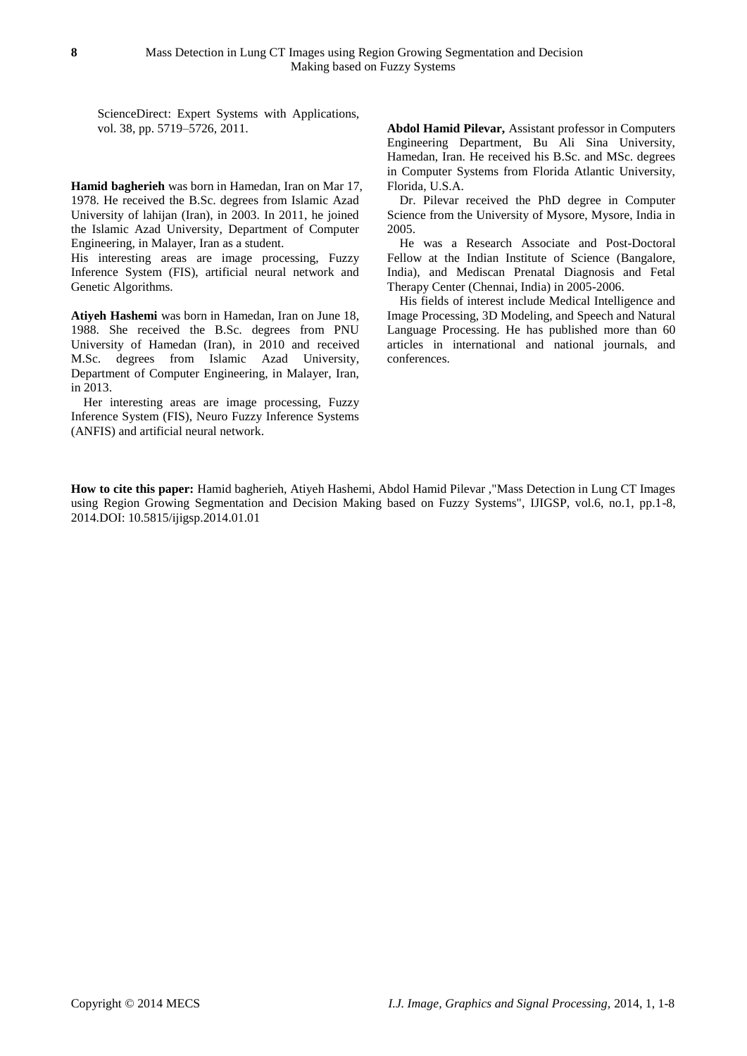ScienceDirect: Expert Systems with Applications, vol. 38, pp. 5719–5726, 2011.

**Hamid bagherieh** was born in Hamedan, Iran on Mar 17, 1978. He received the B.Sc. degrees from Islamic Azad University of lahijan (Iran), in 2003. In 2011, he joined the Islamic Azad University, Department of Computer Engineering, in Malayer, Iran as a student.
His interesting areas are image processing, Fuzzy Inference System (FIS), artificial neural network and Genetic Algorithms.

**Atiyeh Hashemi** was born in Hamedan, Iran on June 18, 1988. She received the B.Sc. degrees from PNU University of Hamedan (Iran), in 2010 and received M.Sc. degrees from Islamic Azad University, Department of Computer Engineering, in Malayer, Iran, in 2013.

Her interesting areas are image processing, Fuzzy Inference System (FIS), Neuro Fuzzy Inference Systems (ANFIS) and artificial neural network.

**Abdol Hamid Pilevar,** Assistant professor in Computers Engineering Department, Bu Ali Sina University, Hamedan, Iran. He received his B.Sc. and MSc. degrees in Computer Systems from Florida Atlantic University, Florida, U.S.A.

Dr. Pilevar received the PhD degree in Computer Science from the University of Mysore, Mysore, India in 2005.

He was a Research Associate and Post-Doctoral Fellow at the Indian Institute of Science (Bangalore, India), and Mediscan Prenatal Diagnosis and Fetal Therapy Center (Chennai, India) in 2005-2006.

His fields of interest include Medical Intelligence and Image Processing, 3D Modeling, and Speech and Natural Language Processing. He has published more than 60 articles in international and national journals, and conferences.

**How to cite this paper:** Hamid bagherieh, Atiyeh Hashemi, Abdol Hamid Pilevar ,"Mass Detection in Lung CT Images using Region Growing Segmentation and Decision Making based on Fuzzy Systems", IJIGSP, vol.6, no.1, pp.1-8, 2014.DOI: 10.5815/ijigsp.2014.01.01